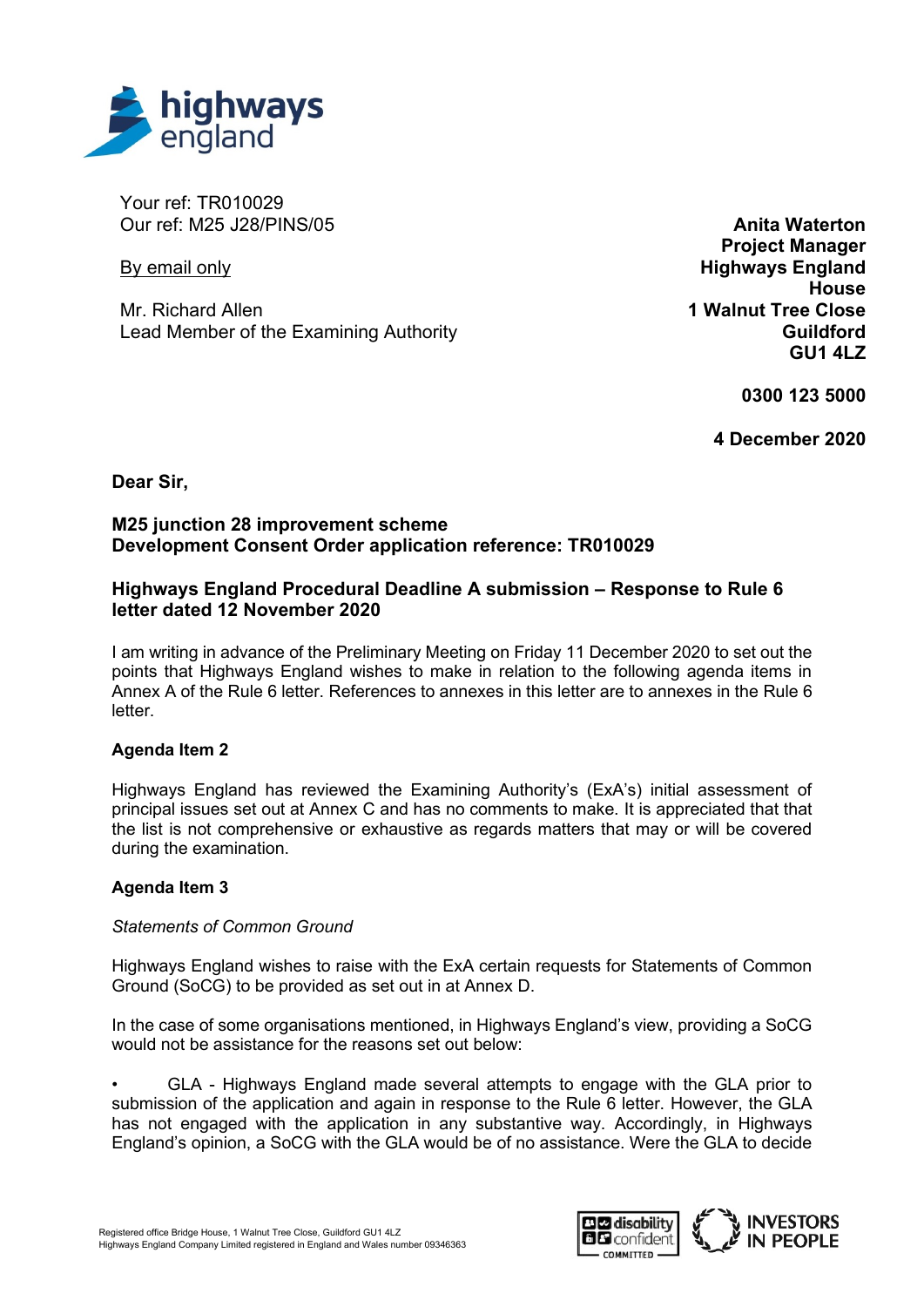Your ref: TR010029
Our ref: M25 J28/PINS/05

By email only

Mr. Richard Allen
Lead Member of the Examining Authority

**Anita Waterton**
**Project Manager**
**Highways England House**
**1 Walnut Tree Close**
**Guildford**
**GU1 4LZ**

**0300 123 5000**

**4 December 2020**

**Dear Sir,**

**M25 junction 28 improvement scheme**
**Development Consent Order application reference: TR010029**

**Highways England Procedural Deadline A submission – Response to Rule 6 letter dated 12 November 2020**

I am writing in advance of the Preliminary Meeting on Friday 11 December 2020 to set out the points that Highways England wishes to make in relation to the following agenda items in Annex A of the Rule 6 letter. References to annexes in this letter are to annexes in the Rule 6 letter.

**Agenda Item 2**

Highways England has reviewed the Examining Authority's (ExA's) initial assessment of principal issues set out at Annex C and has no comments to make. It is appreciated that the list is not comprehensive or exhaustive as regards matters that may or will be covered during the examination.

**Agenda Item 3**

*Statements of Common Ground*

Highways England wishes to raise with the ExA certain requests for Statements of Common Ground (SoCG) to be provided as set out in at Annex D.

In the case of some organisations mentioned, in Highways England's view, providing a SoCG would not be assistance for the reasons set out below:

- GLA - Highways England made several attempts to engage with the GLA prior to submission of the application and again in response to the Rule 6 letter. However, the GLA has not engaged with the application in any substantive way. Accordingly, in Highways England's opinion, a SoCG with the GLA would be of no assistance. Were the GLA to decide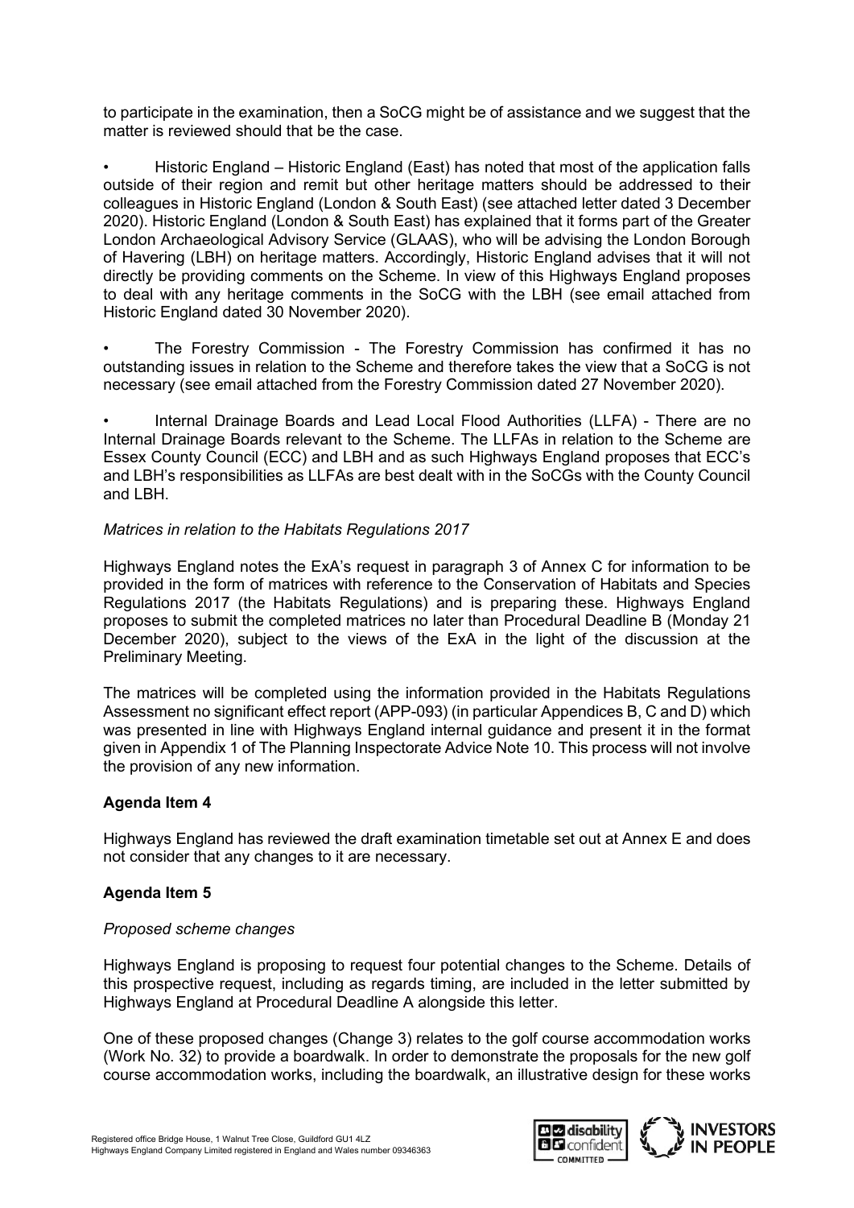to participate in the examination, then a SoCG might be of assistance and we suggest that the matter is reviewed should that be the case.

- Historic England – Historic England (East) has noted that most of the application falls outside of their region and remit but other heritage matters should be addressed to their colleagues in Historic England (London & South East) (see attached letter dated 3 December 2020). Historic England (London & South East) has explained that it forms part of the Greater London Archaeological Advisory Service (GLAAS), who will be advising the London Borough of Havering (LBH) on heritage matters. Accordingly, Historic England advises that it will not directly be providing comments on the Scheme. In view of this Highways England proposes to deal with any heritage comments in the SoCG with the LBH (see email attached from Historic England dated 30 November 2020).

- The Forestry Commission - The Forestry Commission has confirmed it has no outstanding issues in relation to the Scheme and therefore takes the view that a SoCG is not necessary (see email attached from the Forestry Commission dated 27 November 2020).

- Internal Drainage Boards and Lead Local Flood Authorities (LLFA) - There are no Internal Drainage Boards relevant to the Scheme. The LLFAs in relation to the Scheme are Essex County Council (ECC) and LBH and as such Highways England proposes that ECC's and LBH's responsibilities as LLFAs are best dealt with in the SoCGs with the County Council and LBH.

*Matrices in relation to the Habitats Regulations 2017*

Highways England notes the ExA's request in paragraph 3 of Annex C for information to be provided in the form of matrices with reference to the Conservation of Habitats and Species Regulations 2017 (the Habitats Regulations) and is preparing these. Highways England proposes to submit the completed matrices no later than Procedural Deadline B (Monday 21 December 2020), subject to the views of the ExA in the light of the discussion at the Preliminary Meeting.

The matrices will be completed using the information provided in the Habitats Regulations Assessment no significant effect report (APP-093) (in particular Appendices B, C and D) which was presented in line with Highways England internal guidance and present it in the format given in Appendix 1 of The Planning Inspectorate Advice Note 10. This process will not involve the provision of any new information.

**Agenda Item 4**

Highways England has reviewed the draft examination timetable set out at Annex E and does not consider that any changes to it are necessary.

**Agenda Item 5**

*Proposed scheme changes*

Highways England is proposing to request four potential changes to the Scheme. Details of this prospective request, including as regards timing, are included in the letter submitted by Highways England at Procedural Deadline A alongside this letter.

One of these proposed changes (Change 3) relates to the golf course accommodation works (Work No. 32) to provide a boardwalk. In order to demonstrate the proposals for the new golf course accommodation works, including the boardwalk, an illustrative design for these works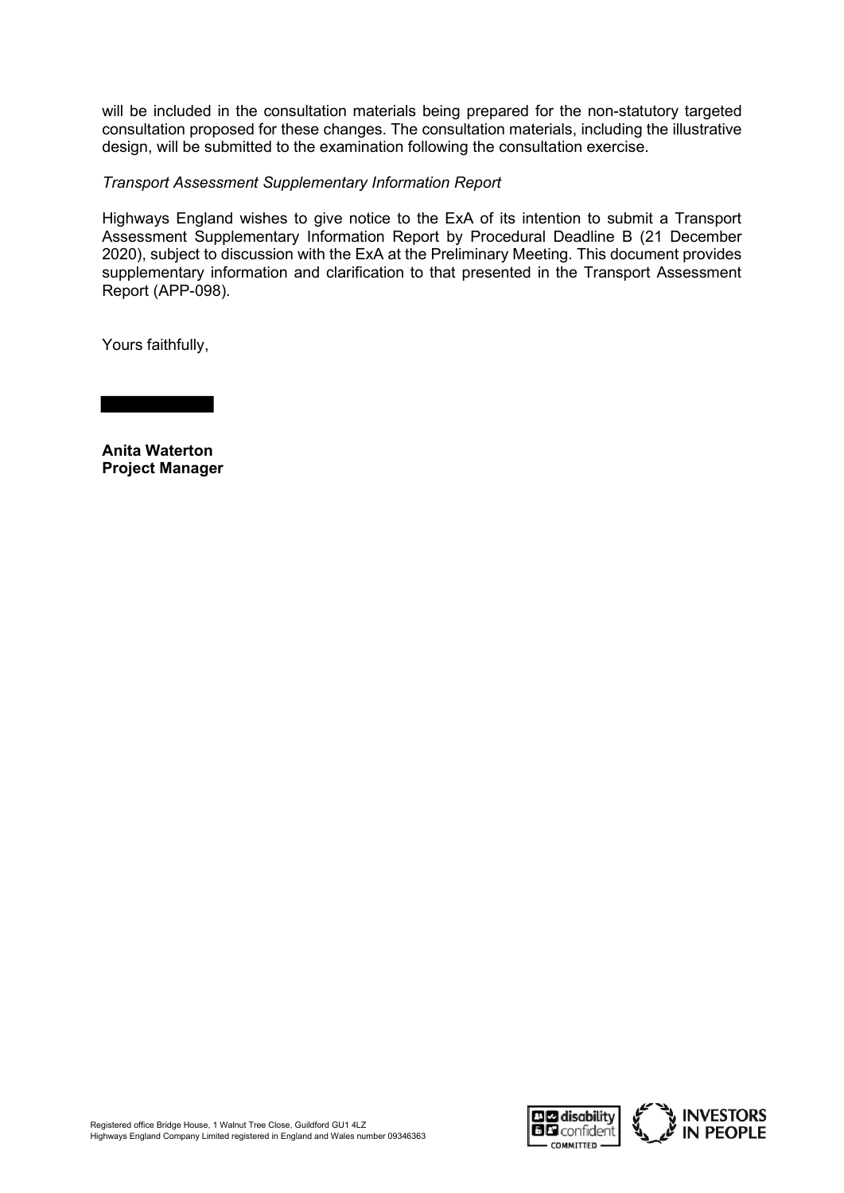will be included in the consultation materials being prepared for the non-statutory targeted consultation proposed for these changes. The consultation materials, including the illustrative design, will be submitted to the examination following the consultation exercise.

*Transport Assessment Supplementary Information Report*

Highways England wishes to give notice to the ExA of its intention to submit a Transport Assessment Supplementary Information Report by Procedural Deadline B (21 December 2020), subject to discussion with the ExA at the Preliminary Meeting. This document provides supplementary information and clarification to that presented in the Transport Assessment Report (APP-098).

Yours faithfully,

**Anita Waterton**
**Project Manager**

Registered office Bridge House, 1 Walnut Tree Close, Guildford GU1 4LZ
Highways England Company Limited registered in England and Wales number 09346363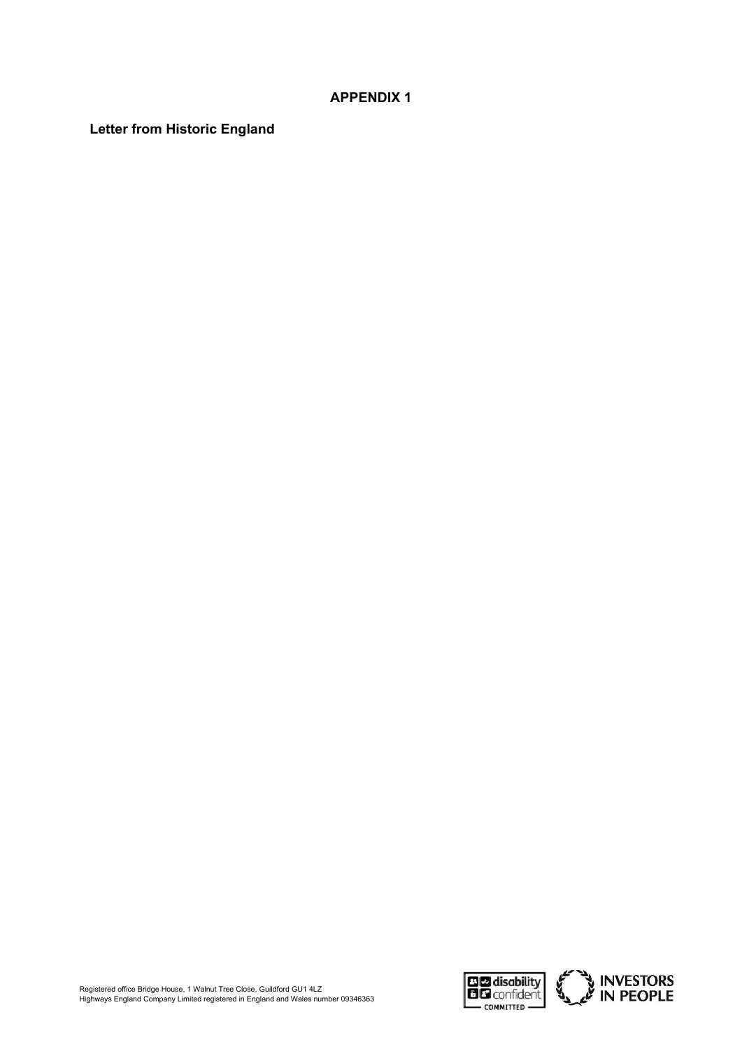## APPENDIX 1

**Letter from Historic England**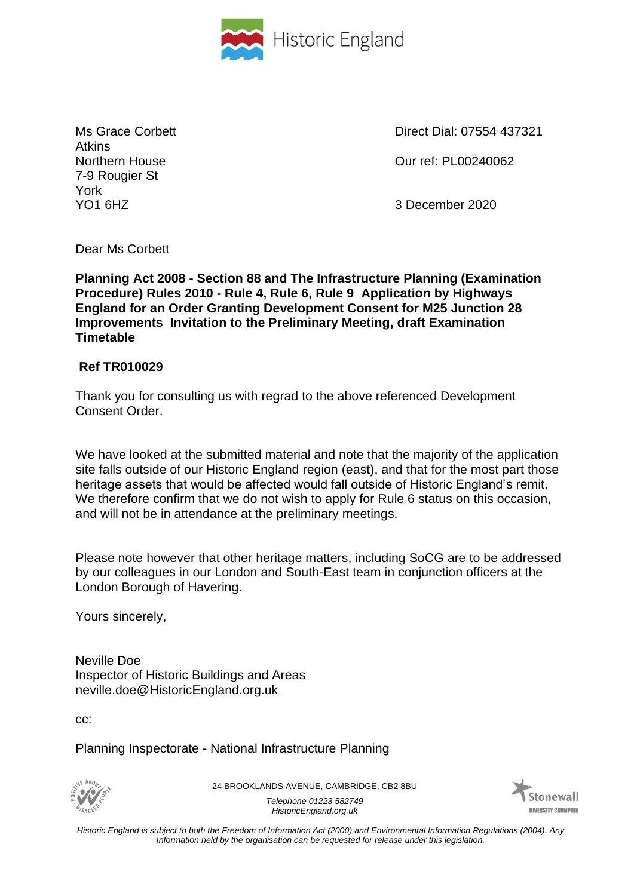Historic England

Ms Grace Corbett
Atkins
Northern House
7-9 Rougier St
York
YO1 6HZ

Direct Dial: 07554 437321

Our ref: PL00240062

3 December 2020

Dear Ms Corbett

**Planning Act 2008 - Section 88 and The Infrastructure Planning (Examination Procedure) Rules 2010 - Rule 4, Rule 6, Rule 9 Application by Highways England for an Order Granting Development Consent for M25 Junction 28 Improvements Invitation to the Preliminary Meeting, draft Examination Timetable**

**Ref TR010029**

Thank you for consulting us with regrad to the above referenced Development Consent Order.

We have looked at the submitted material and note that the majority of the application site falls outside of our Historic England region (east), and that for the most part those heritage assets that would be affected would fall outside of Historic England's remit. We therefore confirm that we do not wish to apply for Rule 6 status on this occasion, and will not be in attendance at the preliminary meetings.

Please note however that other heritage matters, including SoCG are to be addressed by our colleagues in our London and South-East team in conjunction officers at the London Borough of Havering.

Yours sincerely,

Neville Doe
Inspector of Historic Buildings and Areas
neville.doe@HistoricEngland.org.uk

cc:

Planning Inspectorate - National Infrastructure Planning

24 BROOKLANDS AVENUE, CAMBRIDGE, CB2 8BU

*Telephone 01223 582749*
*HistoricEngland.org.uk*

*Historic England is subject to both the Freedom of Information Act (2000) and Environmental Information Regulations (2004). Any Information held by the organisation can be requested for release under this legislation.*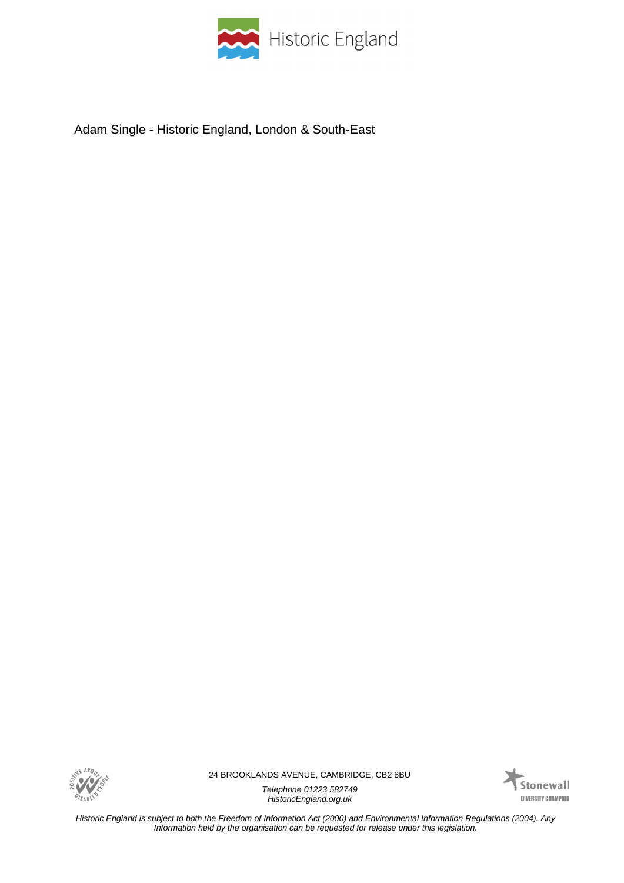Adam Single - Historic England, London & South-East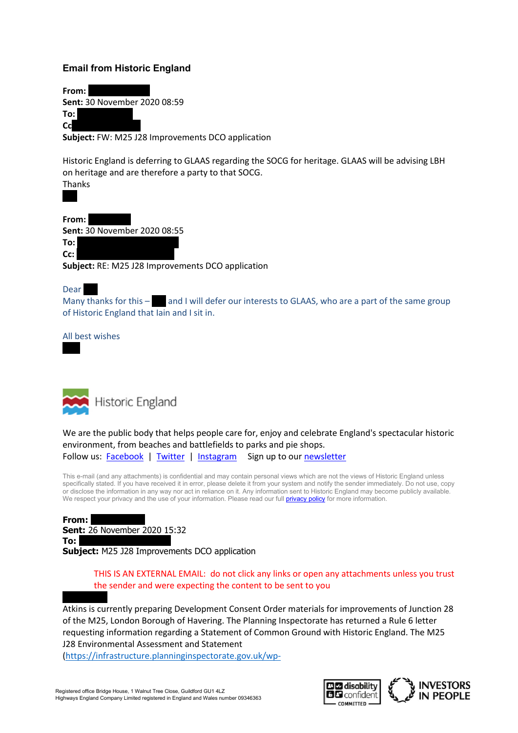## Email from Historic England

**From:**
**Sent:** 30 November 2020 08:59
**To:**
**Cc**
**Subject:** FW: M25 J28 Improvements DCO application

Historic England is deferring to GLAAS regarding the SOCG for heritage. GLAAS will be advising LBH on heritage and are therefore a party to that SOCG.
Thanks

**From:**
**Sent:** 30 November 2020 08:55
**To:**
**Cc:**
**Subject:** RE: M25 J28 Improvements DCO application

Dear
Many thanks for this – and I will defer our interests to GLAAS, who are a part of the same group of Historic England that Iain and I sit in.

All best wishes

Historic England

We are the public body that helps people care for, enjoy and celebrate England's spectacular historic environment, from beaches and battlefields to parks and pie shops.
Follow us: Facebook | Twitter | Instagram   Sign up to our newsletter

This e-mail (and any attachments) is confidential and may contain personal views which are not the views of Historic England unless specifically stated. If you have received it in error, please delete it from your system and notify the sender immediately. Do not use, copy or disclose the information in any way nor act in reliance on it. Any information sent to Historic England may become publicly available. We respect your privacy and the use of your information. Please read our full privacy policy for more information.

**From:**
**Sent:** 26 November 2020 15:32
**To:**
**Subject:** M25 J28 Improvements DCO application

THIS IS AN EXTERNAL EMAIL: do not click any links or open any attachments unless you trust the sender and were expecting the content to be sent to you

Atkins is currently preparing Development Consent Order materials for improvements of Junction 28 of the M25, London Borough of Havering. The Planning Inspectorate has returned a Rule 6 letter requesting information regarding a Statement of Common Ground with Historic England. The M25 J28 Environmental Assessment and Statement (https://infrastructure.planninginspectorate.gov.uk/wp-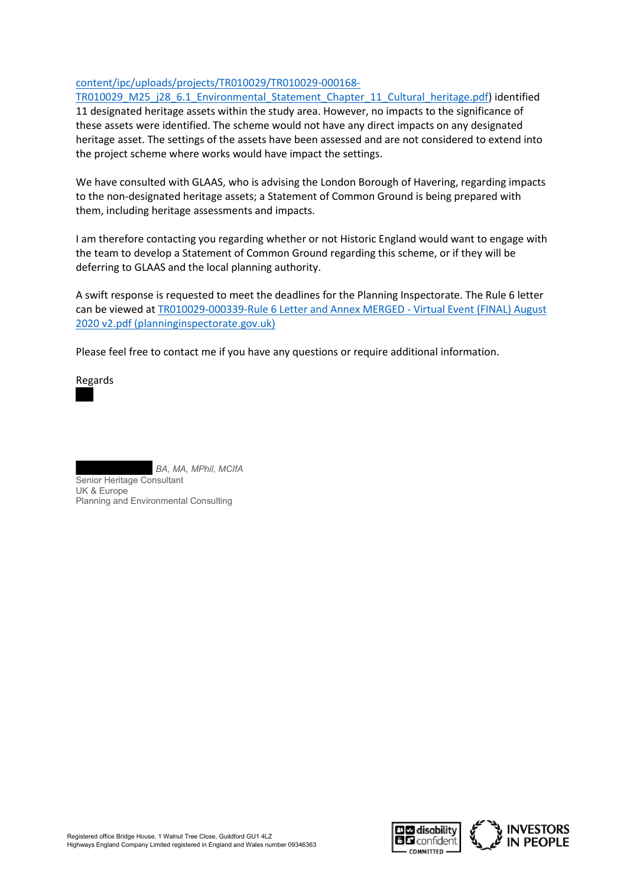content/ipc/uploads/projects/TR010029/TR010029-000168-TR010029_M25_j28_6.1_Environmental_Statement_Chapter_11_Cultural_heritage.pdf) identified 11 designated heritage assets within the study area. However, no impacts to the significance of these assets were identified. The scheme would not have any direct impacts on any designated heritage asset. The settings of the assets have been assessed and are not considered to extend into the project scheme where works would have impact the settings.

We have consulted with GLAAS, who is advising the London Borough of Havering, regarding impacts to the non-designated heritage assets; a Statement of Common Ground is being prepared with them, including heritage assessments and impacts.

I am therefore contacting you regarding whether or not Historic England would want to engage with the team to develop a Statement of Common Ground regarding this scheme, or if they will be deferring to GLAAS and the local planning authority.

A swift response is requested to meet the deadlines for the Planning Inspectorate. The Rule 6 letter can be viewed at TR010029-000339-Rule 6 Letter and Annex MERGED - Virtual Event (FINAL) August 2020 v2.pdf (planninginspectorate.gov.uk)

Please feel free to contact me if you have any questions or require additional information.

Regards

*BA, MA, MPhil, MCIfA*
Senior Heritage Consultant
UK & Europe
Planning and Environmental Consulting

Registered office Bridge House, 1 Walnut Tree Close, Guildford GU1 4LZ
Highways England Company Limited registered in England and Wales number 09346363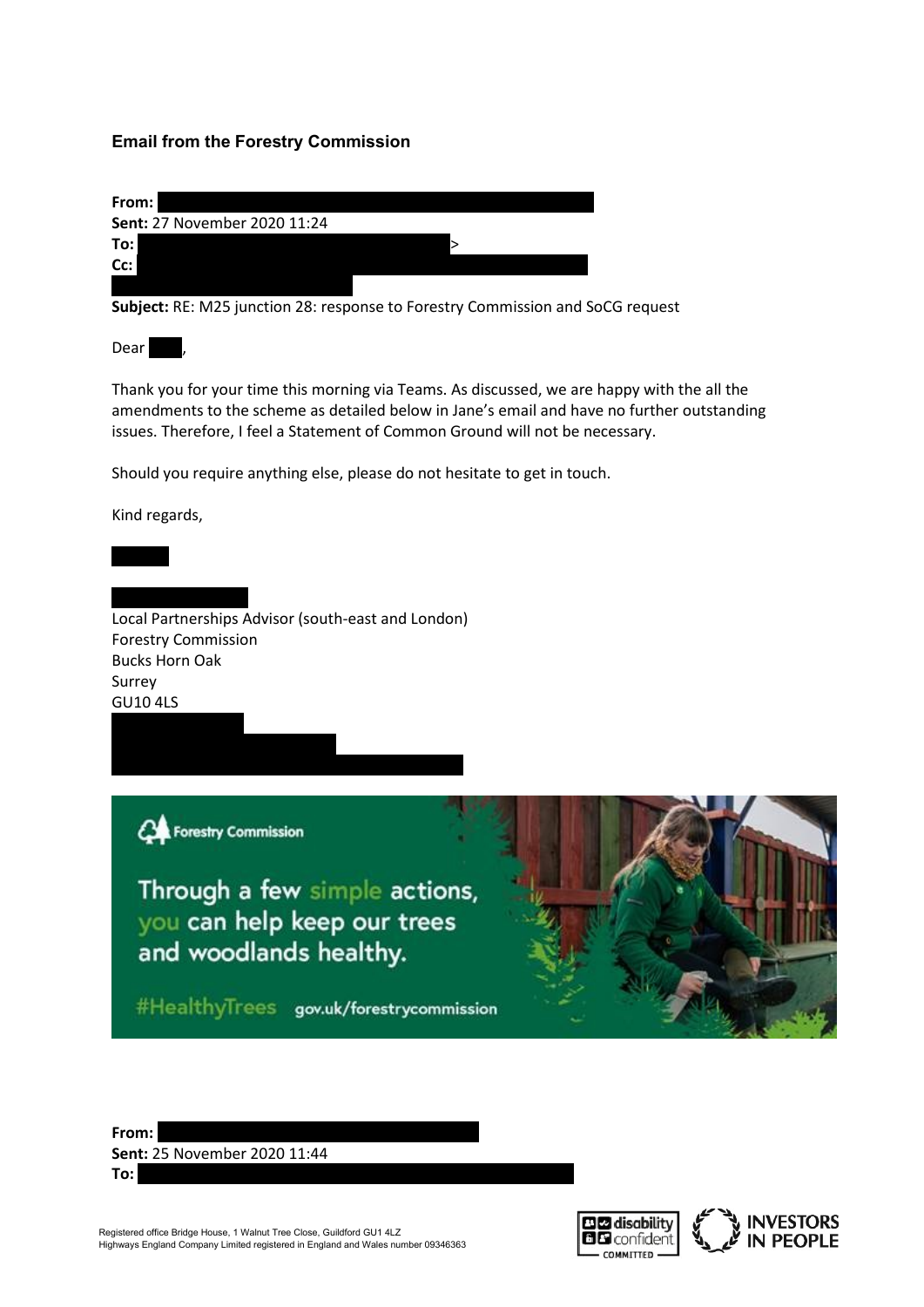### Email from the Forestry Commission

**From:**
**Sent:** 27 November 2020 11:24
**To:** >
**Cc:**

**Subject:** RE: M25 junction 28: response to Forestry Commission and SoCG request

Dear ,

Thank you for your time this morning via Teams. As discussed, we are happy with the all the amendments to the scheme as detailed below in Jane's email and have no further outstanding issues. Therefore, I feel a Statement of Common Ground will not be necessary.

Should you require anything else, please do not hesitate to get in touch.

Kind regards,

Local Partnerships Advisor (south-east and London)
Forestry Commission
Bucks Horn Oak
Surrey
GU10 4LS

Forestry Commission

Through a few simple actions, you can help keep our trees and woodlands healthy.

#HealthyTrees gov.uk/forestrycommission

**From:**
**Sent:** 25 November 2020 11:44
**To:**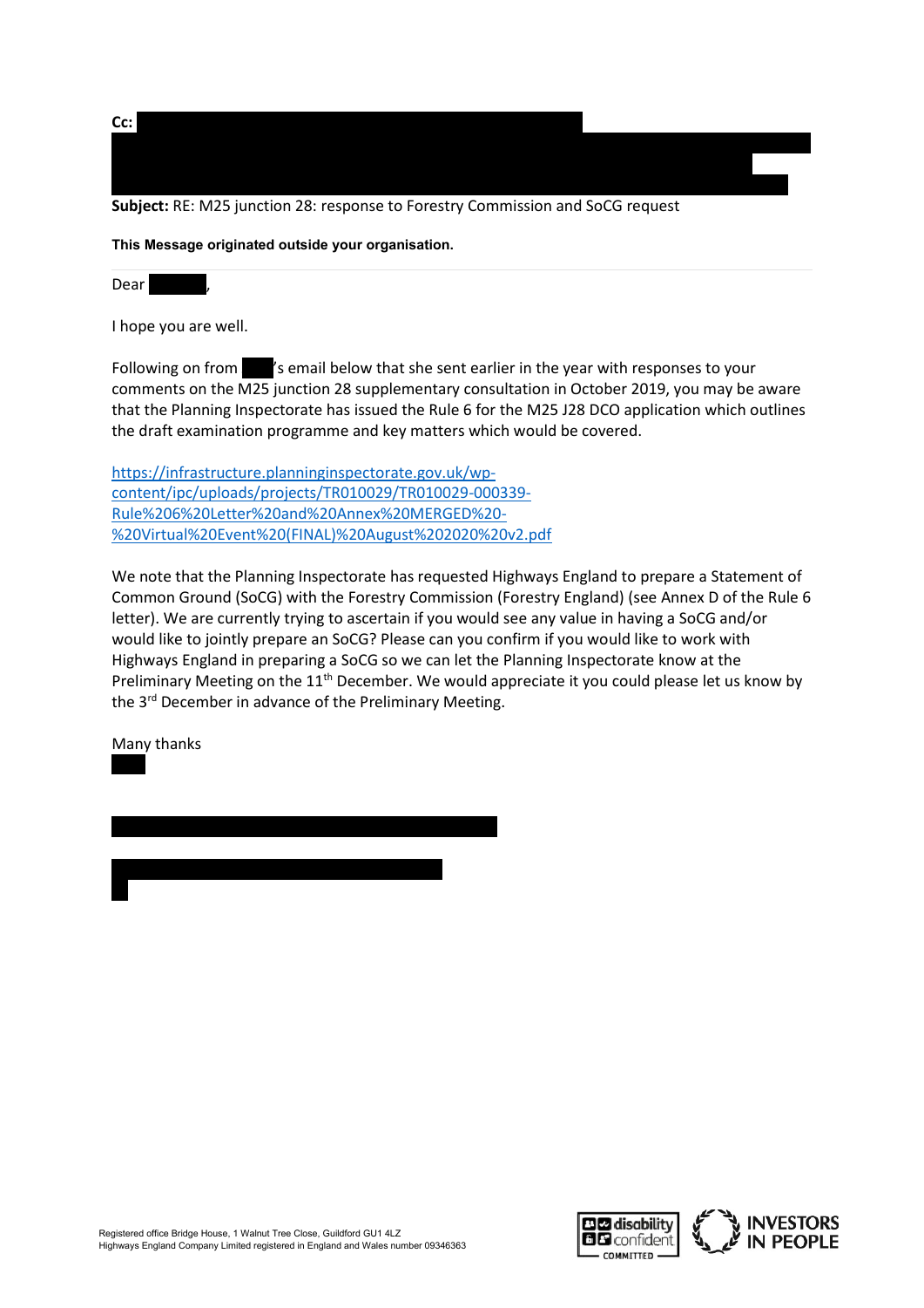**Cc:**

**Subject:** RE: M25 junction 28: response to Forestry Commission and SoCG request

**This Message originated outside your organisation.**

Dear ,

I hope you are well.

Following on from 's email below that she sent earlier in the year with responses to your comments on the M25 junction 28 supplementary consultation in October 2019, you may be aware that the Planning Inspectorate has issued the Rule 6 for the M25 J28 DCO application which outlines the draft examination programme and key matters which would be covered.

https://infrastructure.planninginspectorate.gov.uk/wp-content/ipc/uploads/projects/TR010029/TR010029-000339-Rule%206%20Letter%20and%20Annex%20MERGED%20-%20Virtual%20Event%20(FINAL)%20August%202020%20v2.pdf

We note that the Planning Inspectorate has requested Highways England to prepare a Statement of Common Ground (SoCG) with the Forestry Commission (Forestry England) (see Annex D of the Rule 6 letter). We are currently trying to ascertain if you would see any value in having a SoCG and/or would like to jointly prepare an SoCG? Please can you confirm if you would like to work with Highways England in preparing a SoCG so we can let the Planning Inspectorate know at the Preliminary Meeting on the 11th December. We would appreciate it you could please let us know by the 3rd December in advance of the Preliminary Meeting.

Many thanks

Registered office Bridge House, 1 Walnut Tree Close, Guildford GU1 4LZ
Highways England Company Limited registered in England and Wales number 09346363